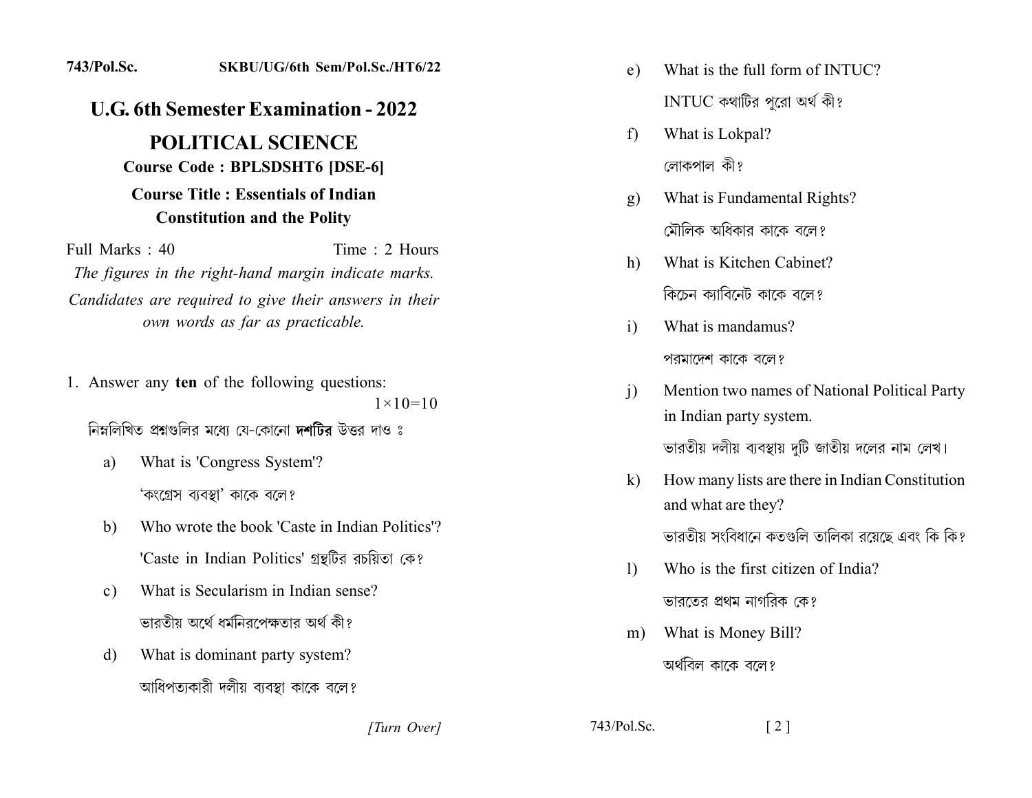743/Pol.Sc. SKBU/UG/6th Sem/Pol.Sc./HT6/22

# U.G. 6th Semester Examination - 2022

## POLITICAL SCIENCE

**Course Code : BPLSDSHT6 [DSE-6]**

**Course Title : Essentials of Indian Constitution and the Polity**

Full Marks : 40 Time : 2 Hours

*The figures in the right-hand margin indicate marks.*

*Candidates are required to give their answers in their own words as far as practicable.*

1. Answer any **ten** of the following questions: 1×10=10

   নিম্নলিখিত প্রশ্নগুলির মধ্যে যে-কোনো **দশটির** উত্তর দাও ঃ

   a) What is 'Congress System'?

      'কংগ্রেস ব্যবস্থা' কাকে বলে?

   b) Who wrote the book 'Caste in Indian Politics'?

      'Caste in Indian Politics' গ্রন্থটির রচয়িতা কে?

   c) What is Secularism in Indian sense?

      ভারতীয় অর্থে ধর্মনিরপেক্ষতার অর্থ কী?

   d) What is dominant party system?

      আধিপত্যকারী দলীয় ব্যবস্থা কাকে বলে?

   e) What is the full form of INTUC?

      INTUC কথাটির পুরো অর্থ কী?

   f) What is Lokpal?

      লোকপাল কী?

   g) What is Fundamental Rights?

      মৌলিক অধিকার কাকে বলে?

   h) What is Kitchen Cabinet?

      কিচেন ক্যাবিনেট কাকে বলে?

   i) What is mandamus?

      পরমাদেশ কাকে বলে?

   j) Mention two names of National Political Party in Indian party system.

      ভারতীয় দলীয় ব্যবস্থায় দুটি জাতীয় দলের নাম লেখ।

   k) How many lists are there in Indian Constitution and what are they?

      ভারতীয় সংবিধানে কতগুলি তালিকা রয়েছে এবং কি কি?

   l) Who is the first citizen of India?

      ভারতের প্রথম নাগরিক কে?

   m) What is Money Bill?

      অর্থবিল কাকে বলে?

[Turn Over]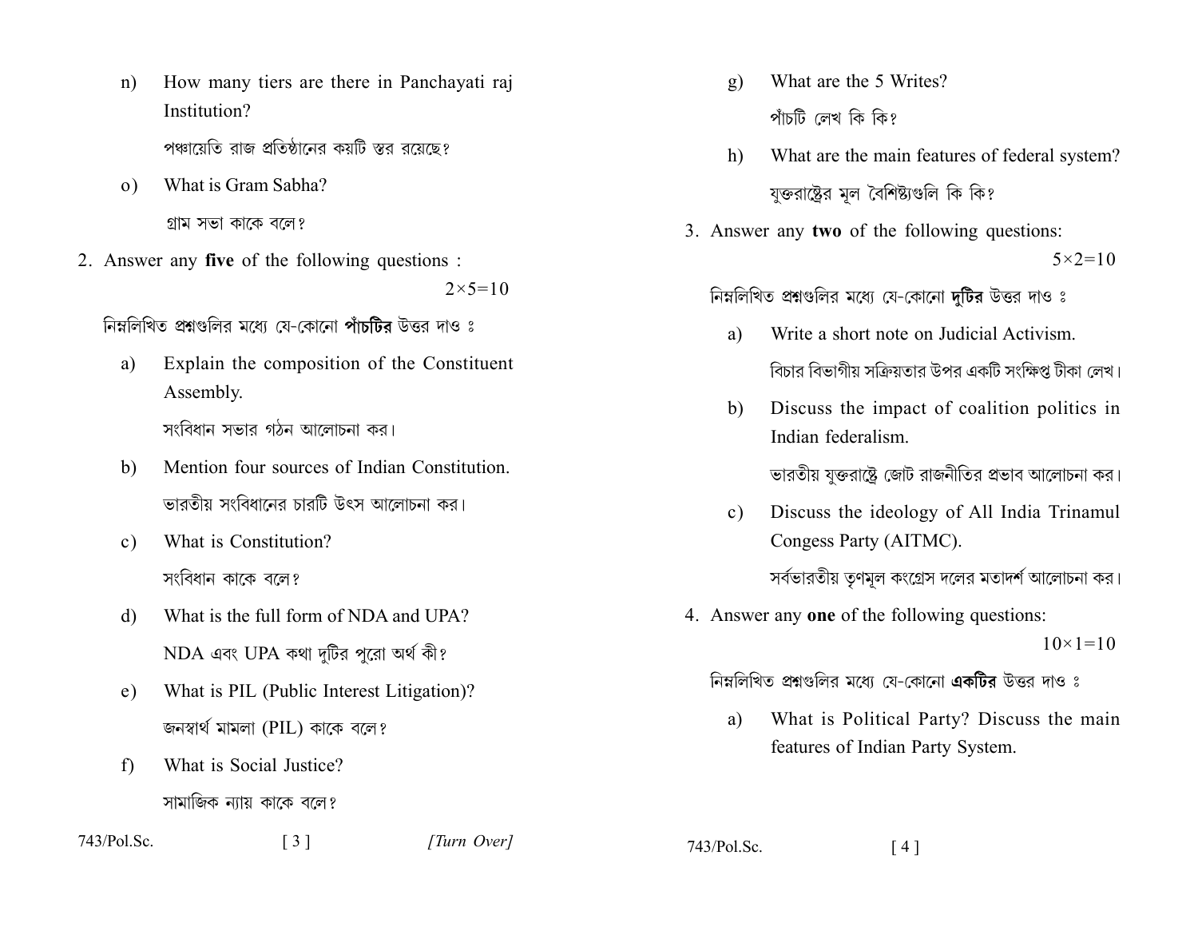n) How many tiers are there in Panchayati raj Institution?

পঞ্চায়েতি রাজ প্রতিষ্ঠানের কয়টি স্তর রয়েছে?

o) What is Gram Sabha?

গ্রাম সভা কাকে বলে?

2. Answer any **five** of the following questions : $2 \times 5 = 10$

নিম্নলিখিত প্রশ্নগুলির মধ্যে যে-কোনো **পাঁচটির** উত্তর দাও ঃ

a) Explain the composition of the Constituent Assembly.

সংবিধান সভার গঠন আলোচনা কর।

b) Mention four sources of Indian Constitution.

ভারতীয় সংবিধানের চারটি উৎস আলোচনা কর।

c) What is Constitution?

সংবিধান কাকে বলে?

d) What is the full form of NDA and UPA?

NDA এবং UPA কথা দুটির পুরো অর্থ কী?

e) What is PIL (Public Interest Litigation)?

জনস্বার্থ মামলা (PIL) কাকে বলে?

f) What is Social Justice?

সামাজিক ন্যায় কাকে বলে?

g) What are the 5 Writes?

পাঁচটি লেখ কি কি?

h) What are the main features of federal system?

যুক্তরাষ্ট্রের মূল বৈশিষ্ট্যগুলি কি কি?

3. Answer any **two** of the following questions: $5 \times 2 = 10$

নিম্নলিখিত প্রশ্নগুলির মধ্যে যে-কোনো **দুটির** উত্তর দাও ঃ

a) Write a short note on Judicial Activism.

বিচার বিভাগীয় সক্রিয়তার উপর একটি সংক্ষিপ্ত টীকা লেখ।

b) Discuss the impact of coalition politics in Indian federalism.

ভারতীয় যুক্তরাষ্ট্রে জোট রাজনীতির প্রভাব আলোচনা কর।

c) Discuss the ideology of All India Trinamul Congess Party (AITMC).

সর্বভারতীয় তৃণমূল কংগ্রেস দলের মতাদর্শ আলোচনা কর।

4. Answer any **one** of the following questions: $10 \times 1 = 10$

নিম্নলিখিত প্রশ্নগুলির মধ্যে যে-কোনো **একটির** উত্তর দাও ঃ

a) What is Political Party? Discuss the main features of Indian Party System.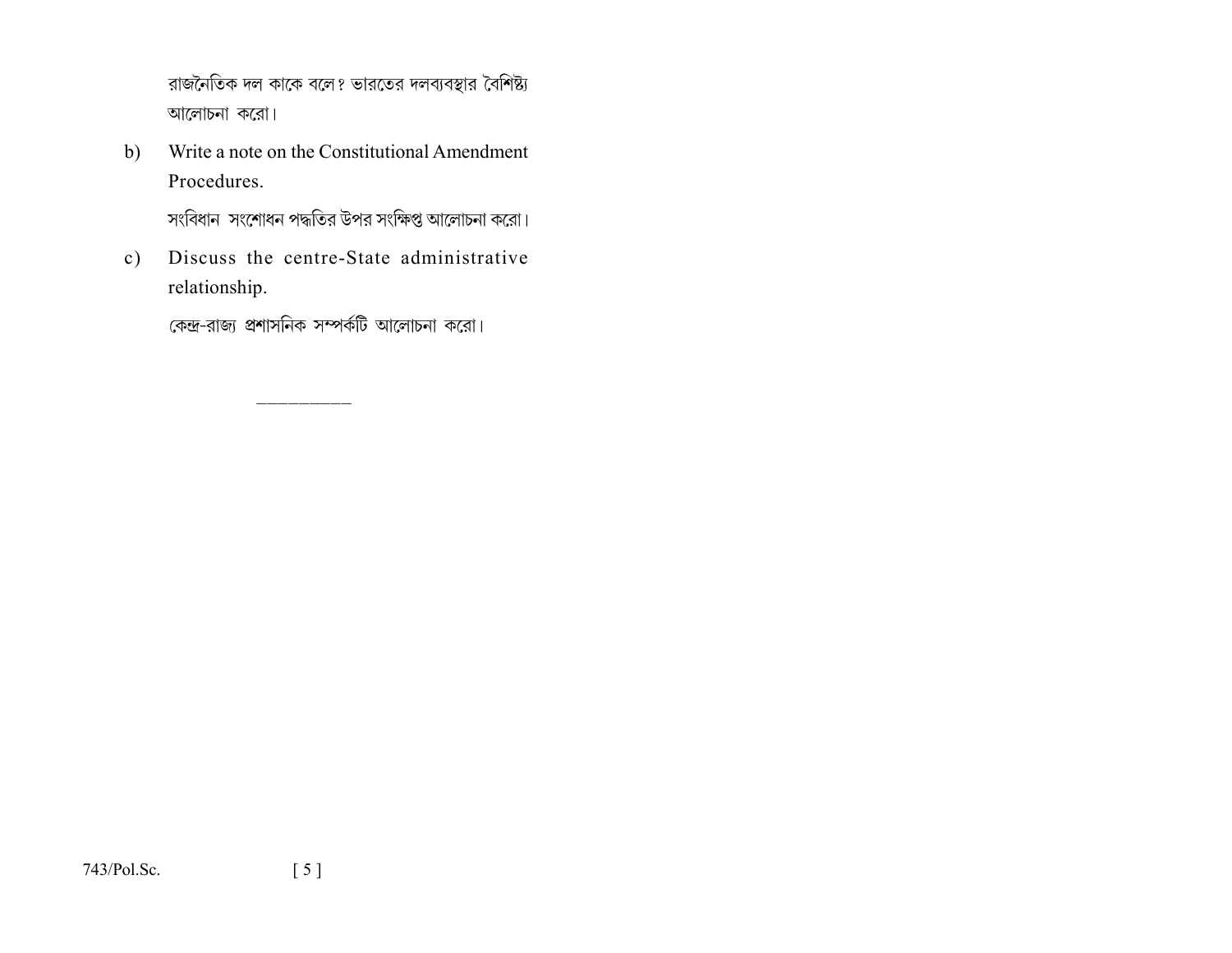রাজনৈতিক দল কাকে বলে? ভারতের দলব্যবস্থার বৈশিষ্ট্য আলোচনা করো।

b) Write a note on the Constitutional Amendment Procedures.

সংবিধান সংশোধন পদ্ধতির উপর সংক্ষিপ্ত আলোচনা করো।

c) Discuss the centre-State administrative relationship.

কেন্দ্র-রাজ্য প্রশাসনিক সম্পর্কটি আলোচনা করো।

---